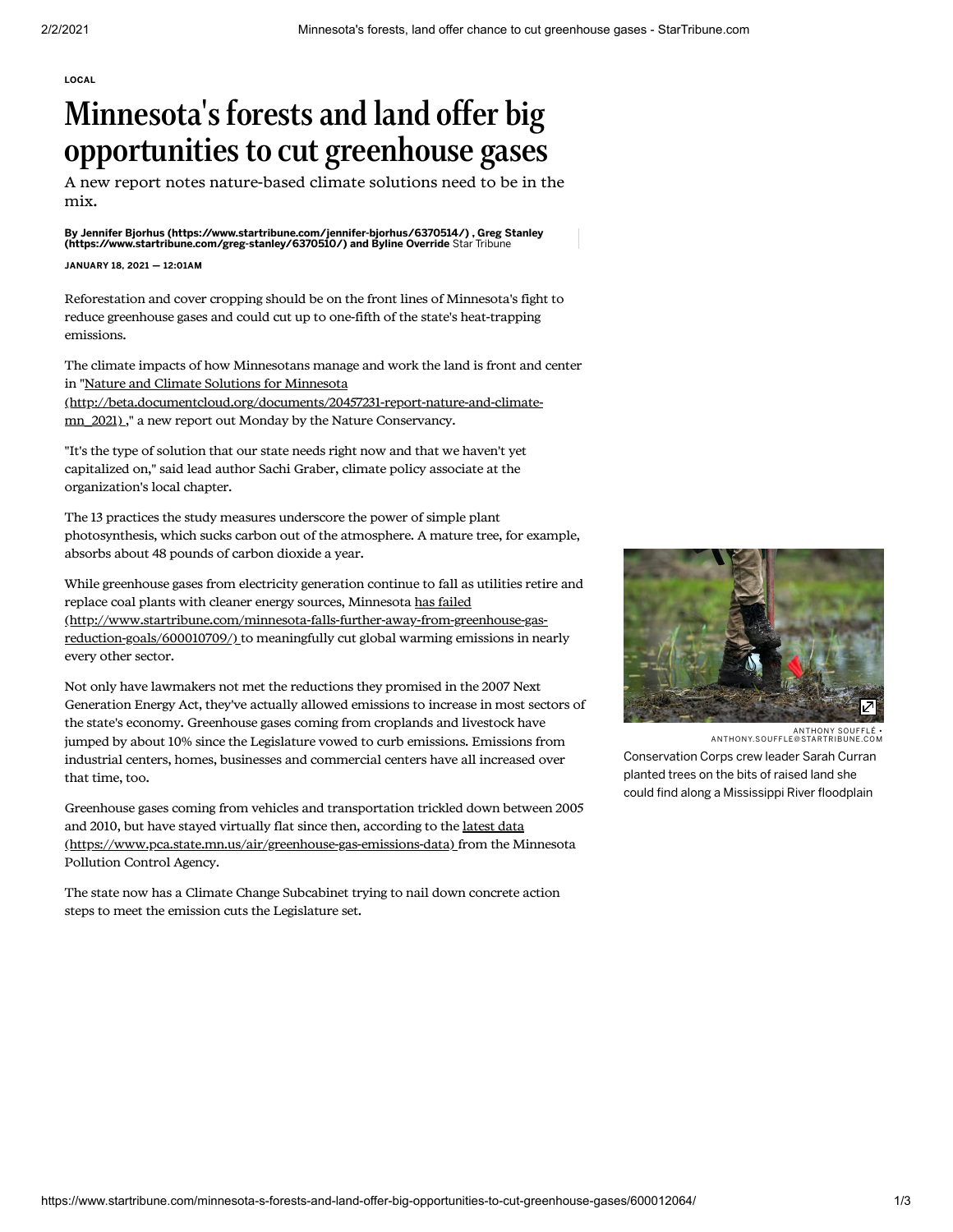LOCAL

# Minnesota's forests and land offer big opportunities to cut greenhouse gases

A new report notes nature-based climate solutions need to be in the mix.

**By Jennifer Bjorhus (https://www.startribune.com/jennifer-bjorhus/6370514/) , Greg Stanley (https://www.startribune.com/greg-stanley/6370510/) and Byline Override** Star Tribune

**JANUARY 18, 2021 — 12:01AM**

Reforestation and cover cropping should be on the front lines of Minnesota's fight to reduce greenhouse gases and could cut up to one-fifth of the state's heat-trapping emissions.

The climate impacts of how Minnesotans manage and work the land is front and center in "Nature and Climate Solutions for Minnesota (http://beta.documentcloud.org/documents/20457231-report-nature-and-climate-mn_2021) ," a new report out Monday by the Nature Conservancy.

"It's the type of solution that our state needs right now and that we haven't yet capitalized on," said lead author Sachi Graber, climate policy associate at the organization's local chapter.

The 13 practices the study measures underscore the power of simple plant photosynthesis, which sucks carbon out of the atmosphere. A mature tree, for example, absorbs about 48 pounds of carbon dioxide a year.

While greenhouse gases from electricity generation continue to fall as utilities retire and replace coal plants with cleaner energy sources, Minnesota has failed (http://www.startribune.com/minnesota-falls-further-away-from-greenhouse-gas-reduction-goals/600010709/) to meaningfully cut global warming emissions in nearly every other sector.

Not only have lawmakers not met the reductions they promised in the 2007 Next Generation Energy Act, they've actually allowed emissions to increase in most sectors of the state's economy. Greenhouse gases coming from croplands and livestock have jumped by about 10% since the Legislature vowed to curb emissions. Emissions from industrial centers, homes, businesses and commercial centers have all increased over that time, too.

Greenhouse gases coming from vehicles and transportation trickled down between 2005 and 2010, but have stayed virtually flat since then, according to the latest data (https://www.pca.state.mn.us/air/greenhouse-gas-emissions-data) from the Minnesota Pollution Control Agency.

The state now has a Climate Change Subcabinet trying to nail down concrete action steps to meet the emission cuts the Legislature set.

ANTHONY SOUFFLÉ • ANTHONY.SOUFFLE@STARTRIBUNE.COM

Conservation Corps crew leader Sarah Curran planted trees on the bits of raised land she could find along a Mississippi River floodplain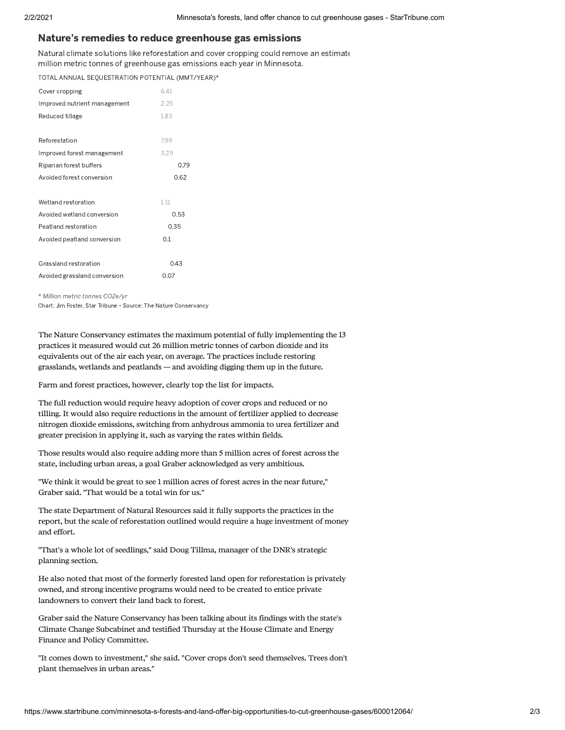## Nature's remedies to reduce greenhouse gas emissions

Natural climate solutions like reforestation and cover cropping could remove an estimate million metric tonnes of greenhouse gas emissions each year in Minnesota.

TOTAL ANNUAL SEQUESTRATION POTENTIAL (MMT/YEAR)*

| Practice | MMT/YEAR |
| --- | --- |
| Cover cropping | 6.41 |
| Improved nutrient management | 2.25 |
| Reduced tillage | 1.83 |
| Reforestation | 7.99 |
| Improved forest management | 3.29 |
| Riparian forest buffers | 0.79 |
| Avoided forest conversion | 0.62 |
| Wetland restoration | 1.11 |
| Avoided wetland conversion | 0.53 |
| Peatland restoration | 0.35 |
| Avoided peatland conversion | 0.1 |
| Grassland restoration | 0.43 |
| Avoided grassland conversion | 0.07 |

*\* Million metric tonnes CO2e/yr*

Chart: Jim Foster, Star Tribune • Source: The Nature Conservancy

The Nature Conservancy estimates the maximum potential of fully implementing the 13 practices it measured would cut 26 million metric tonnes of carbon dioxide and its equivalents out of the air each year, on average. The practices include restoring grasslands, wetlands and peatlands — and avoiding digging them up in the future.

Farm and forest practices, however, clearly top the list for impacts.

The full reduction would require heavy adoption of cover crops and reduced or no tilling. It would also require reductions in the amount of fertilizer applied to decrease nitrogen dioxide emissions, switching from anhydrous ammonia to urea fertilizer and greater precision in applying it, such as varying the rates within fields.

Those results would also require adding more than 5 million acres of forest across the state, including urban areas, a goal Graber acknowledged as very ambitious.

"We think it would be great to see 1 million acres of forest acres in the near future," Graber said. "That would be a total win for us."

The state Department of Natural Resources said it fully supports the practices in the report, but the scale of reforestation outlined would require a huge investment of money and effort.

"That's a whole lot of seedlings," said Doug Tillma, manager of the DNR's strategic planning section.

He also noted that most of the formerly forested land open for reforestation is privately owned, and strong incentive programs would need to be created to entice private landowners to convert their land back to forest.

Graber said the Nature Conservancy has been talking about its findings with the state's Climate Change Subcabinet and testified Thursday at the House Climate and Energy Finance and Policy Committee.

"It comes down to investment," she said. "Cover crops don't seed themselves. Trees don't plant themselves in urban areas."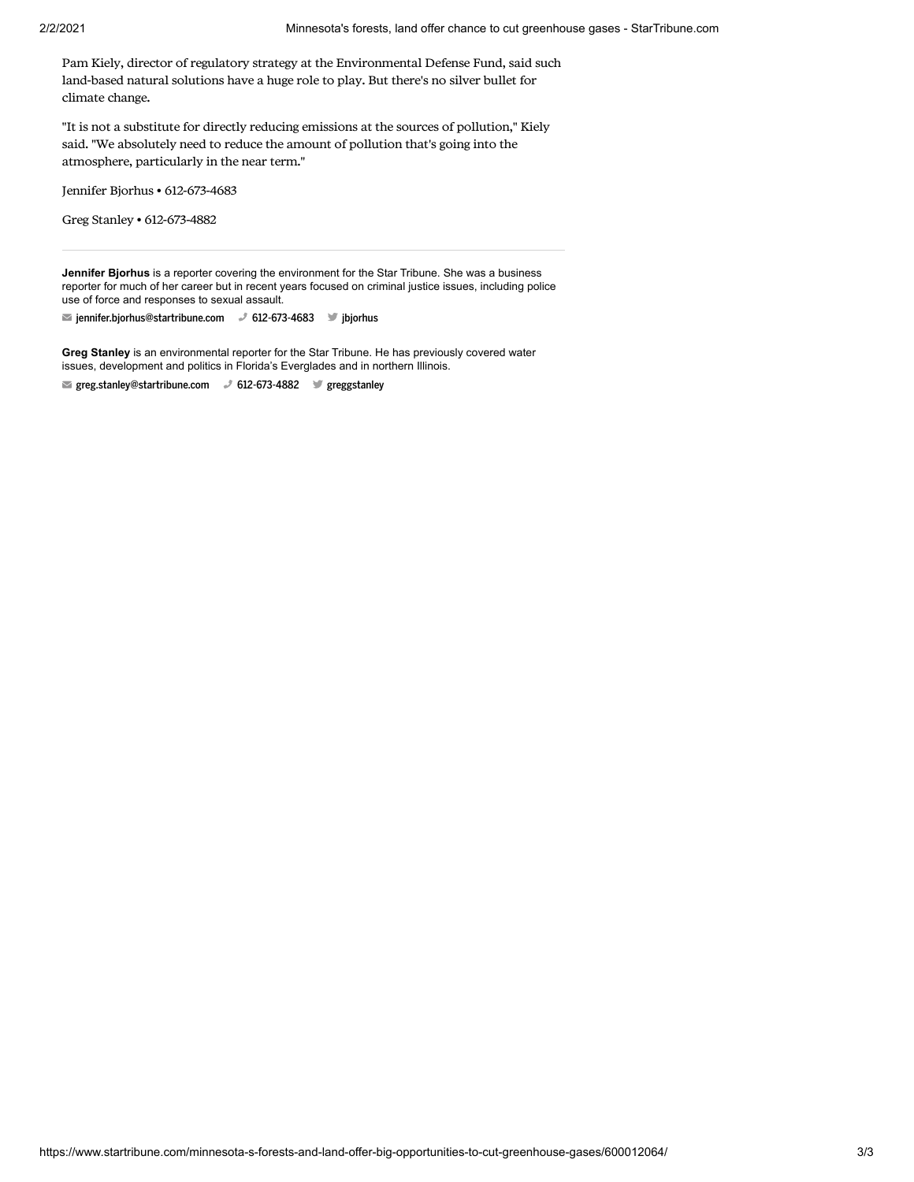Pam Kiely, director of regulatory strategy at the Environmental Defense Fund, said such land-based natural solutions have a huge role to play. But there's no silver bullet for climate change.

"It is not a substitute for directly reducing emissions at the sources of pollution," Kiely said. "We absolutely need to reduce the amount of pollution that's going into the atmosphere, particularly in the near term."

Jennifer Bjorhus • 612-673-4683

Greg Stanley • 612-673-4882

---

**Jennifer Bjorhus** is a reporter covering the environment for the Star Tribune. She was a business reporter for much of her career but in recent years focused on criminal justice issues, including police use of force and responses to sexual assault.

jennifer.bjorhus@startribune.com   612-673-4683   jbjorhus

**Greg Stanley** is an environmental reporter for the Star Tribune. He has previously covered water issues, development and politics in Florida's Everglades and in northern Illinois.

greg.stanley@startribune.com   612-673-4882   greggstanley